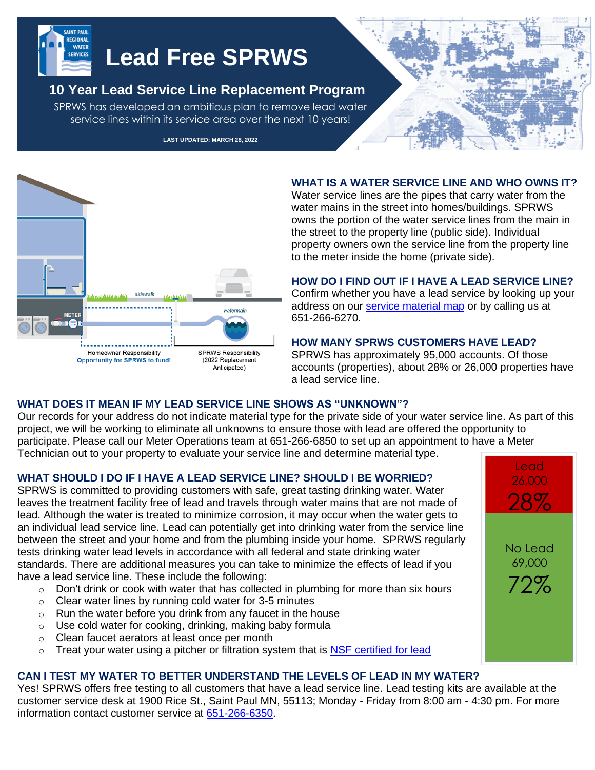# Lead Free SPRWS

## 10 Year Lead Service Line Replacement Program

SPRWS has developed an ambitious plan to remove lead water service lines within its service area over the next 10 years!

**LAST UPDATED: MARCH 28, 2022**

Homeowner Responsibility
Opportunity for SPRWS to fund!

SPRWS Responsibility
(2022 Replacement Anticipated)

### WHAT IS A WATER SERVICE LINE AND WHO OWNS IT?

Water service lines are the pipes that carry water from the water mains in the street into homes/buildings. SPRWS owns the portion of the water service lines from the main in the street to the property line (public side). Individual property owners own the service line from the property line to the meter inside the home (private side).

### HOW DO I FIND OUT IF I HAVE A LEAD SERVICE LINE?

Confirm whether you have a lead service by looking up your address on our service material map or by calling us at 651-266-6270.

### HOW MANY SPRWS CUSTOMERS HAVE LEAD?

SPRWS has approximately 95,000 accounts. Of those accounts (properties), about 28% or 26,000 properties have a lead service line.

### WHAT DOES IT MEAN IF MY LEAD SERVICE LINE SHOWS AS "UNKNOWN"?

Our records for your address do not indicate material type for the private side of your water service line. As part of this project, we will be working to eliminate all unknowns to ensure those with lead are offered the opportunity to participate. Please call our Meter Operations team at 651-266-6850 to set up an appointment to have a Meter Technician out to your property to evaluate your service line and determine material type.

### WHAT SHOULD I DO IF I HAVE A LEAD SERVICE LINE? SHOULD I BE WORRIED?

SPRWS is committed to providing customers with safe, great tasting drinking water. Water leaves the treatment facility free of lead and travels through water mains that are not made of lead. Although the water is treated to minimize corrosion, it may occur when the water gets to an individual lead service line. Lead can potentially get into drinking water from the service line between the street and your home and from the plumbing inside your home. SPRWS regularly tests drinking water lead levels in accordance with all federal and state drinking water standards. There are additional measures you can take to minimize the effects of lead if you have a lead service line. These include the following:

- Don't drink or cook with water that has collected in plumbing for more than six hours
- Clear water lines by running cold water for 3-5 minutes
- Run the water before you drink from any faucet in the house
- Use cold water for cooking, drinking, making baby formula
- Clean faucet aerators at least once per month
- Treat your water using a pitcher or filtration system that is NSF certified for lead

| Lead | No Lead |
| --- | --- |
| 26,000 | 69,000 |
| 28% | 72% |

### CAN I TEST MY WATER TO BETTER UNDERSTAND THE LEVELS OF LEAD IN MY WATER?

Yes! SPRWS offers free testing to all customers that have a lead service line. Lead testing kits are available at the customer service desk at 1900 Rice St., Saint Paul MN, 55113; Monday - Friday from 8:00 am - 4:30 pm. For more information contact customer service at 651-266-6350.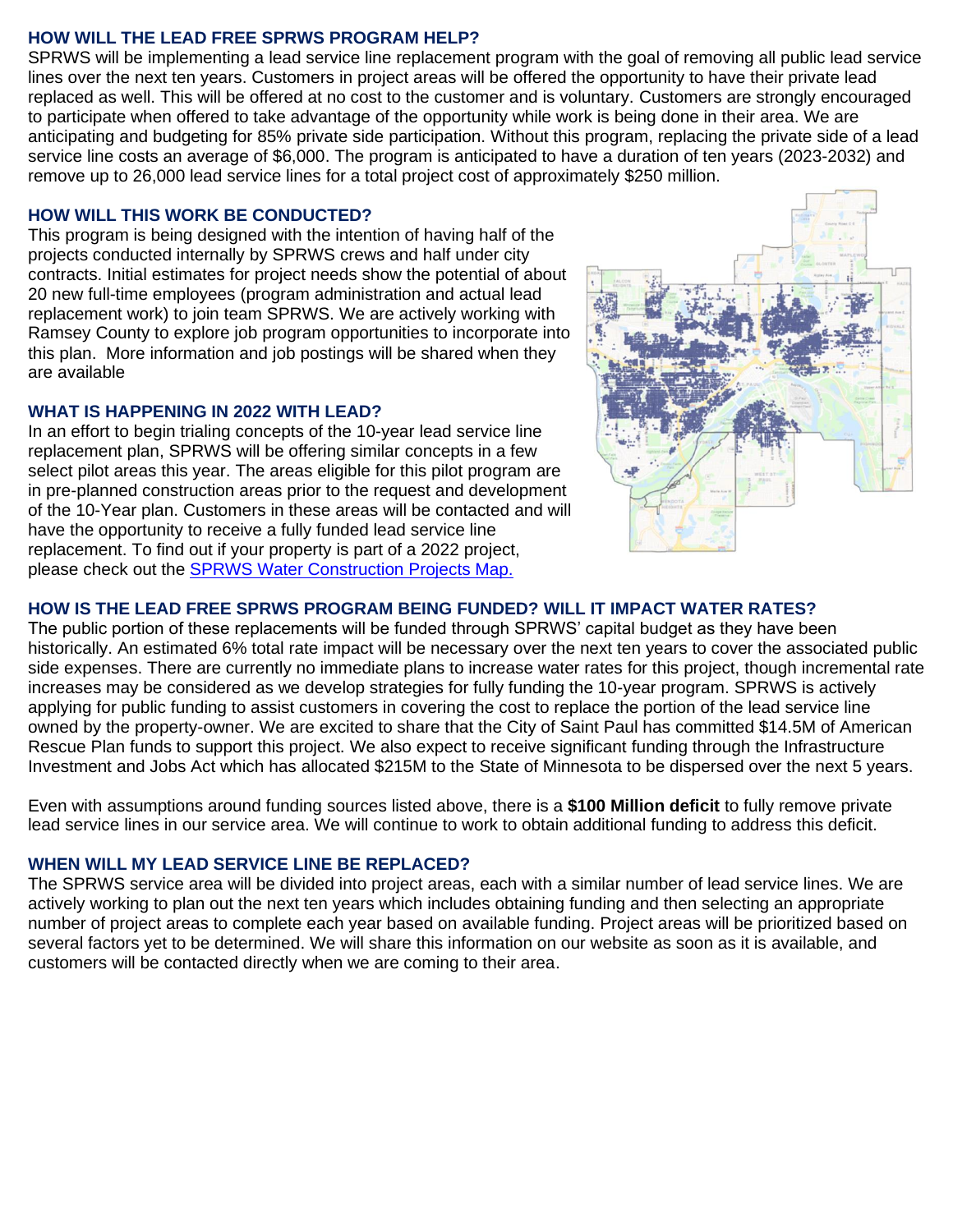## HOW WILL THE LEAD FREE SPRWS PROGRAM HELP?

SPRWS will be implementing a lead service line replacement program with the goal of removing all public lead service lines over the next ten years. Customers in project areas will be offered the opportunity to have their private lead replaced as well. This will be offered at no cost to the customer and is voluntary. Customers are strongly encouraged to participate when offered to take advantage of the opportunity while work is being done in their area. We are anticipating and budgeting for 85% private side participation. Without this program, replacing the private side of a lead service line costs an average of $6,000. The program is anticipated to have a duration of ten years (2023-2032) and remove up to 26,000 lead service lines for a total project cost of approximately $250 million.

## HOW WILL THIS WORK BE CONDUCTED?

This program is being designed with the intention of having half of the projects conducted internally by SPRWS crews and half under city contracts. Initial estimates for project needs show the potential of about 20 new full-time employees (program administration and actual lead replacement work) to join team SPRWS. We are actively working with Ramsey County to explore job program opportunities to incorporate into this plan. More information and job postings will be shared when they are available

## WHAT IS HAPPENING IN 2022 WITH LEAD?

In an effort to begin trialing concepts of the 10-year lead service line replacement plan, SPRWS will be offering similar concepts in a few select pilot areas this year. The areas eligible for this pilot program are in pre-planned construction areas prior to the request and development of the 10-Year plan. Customers in these areas will be contacted and will have the opportunity to receive a fully funded lead service line replacement. To find out if your property is part of a 2022 project, please check out the [SPRWS Water Construction Projects Map.]()

## HOW IS THE LEAD FREE SPRWS PROGRAM BEING FUNDED? WILL IT IMPACT WATER RATES?

The public portion of these replacements will be funded through SPRWS' capital budget as they have been historically. An estimated 6% total rate impact will be necessary over the next ten years to cover the associated public side expenses. There are currently no immediate plans to increase water rates for this project, though incremental rate increases may be considered as we develop strategies for fully funding the 10-year program. SPRWS is actively applying for public funding to assist customers in covering the cost to replace the portion of the lead service line owned by the property-owner. We are excited to share that the City of Saint Paul has committed $14.5M of American Rescue Plan funds to support this project. We also expect to receive significant funding through the Infrastructure Investment and Jobs Act which has allocated $215M to the State of Minnesota to be dispersed over the next 5 years.

Even with assumptions around funding sources listed above, there is a **$100 Million deficit** to fully remove private lead service lines in our service area. We will continue to work to obtain additional funding to address this deficit.

## WHEN WILL MY LEAD SERVICE LINE BE REPLACED?

The SPRWS service area will be divided into project areas, each with a similar number of lead service lines. We are actively working to plan out the next ten years which includes obtaining funding and then selecting an appropriate number of project areas to complete each year based on available funding. Project areas will be prioritized based on several factors yet to be determined. We will share this information on our website as soon as it is available, and customers will be contacted directly when we are coming to their area.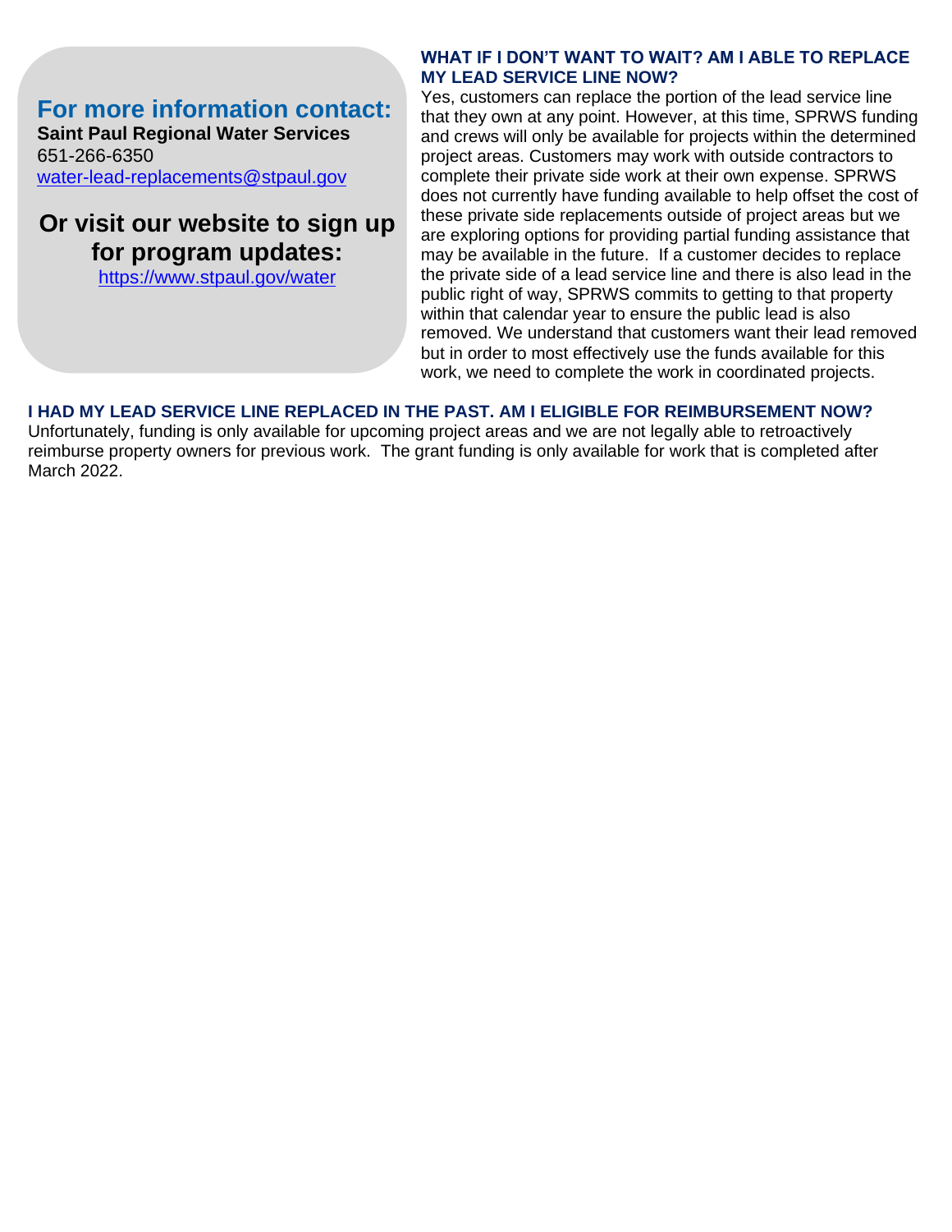## For more information contact:

**Saint Paul Regional Water Services**
651-266-6350
water-lead-replacements@stpaul.gov

## Or visit our website to sign up for program updates:

https://www.stpaul.gov/water

**WHAT IF I DON'T WANT TO WAIT? AM I ABLE TO REPLACE MY LEAD SERVICE LINE NOW?**

Yes, customers can replace the portion of the lead service line that they own at any point. However, at this time, SPRWS funding and crews will only be available for projects within the determined project areas. Customers may work with outside contractors to complete their private side work at their own expense. SPRWS does not currently have funding available to help offset the cost of these private side replacements outside of project areas but we are exploring options for providing partial funding assistance that may be available in the future. If a customer decides to replace the private side of a lead service line and there is also lead in the public right of way, SPRWS commits to getting to that property within that calendar year to ensure the public lead is also removed. We understand that customers want their lead removed but in order to most effectively use the funds available for this work, we need to complete the work in coordinated projects.

**I HAD MY LEAD SERVICE LINE REPLACED IN THE PAST. AM I ELIGIBLE FOR REIMBURSEMENT NOW?**

Unfortunately, funding is only available for upcoming project areas and we are not legally able to retroactively reimburse property owners for previous work. The grant funding is only available for work that is completed after March 2022.